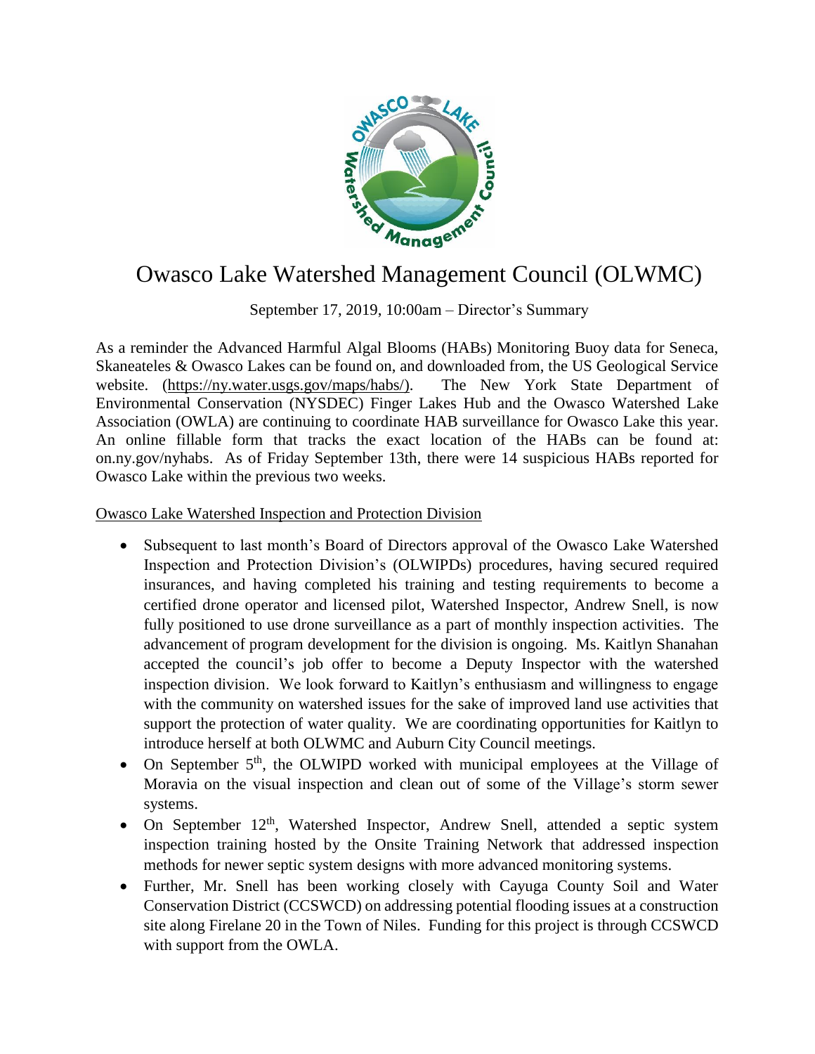# Owasco Lake Watershed Management Council (OLWMC)

September 17, 2019, 10:00am – Director's Summary

As a reminder the Advanced Harmful Algal Blooms (HABs) Monitoring Buoy data for Seneca, Skaneateles & Owasco Lakes can be found on, and downloaded from, the US Geological Service website. (https://ny.water.usgs.gov/maps/habs/). The New York State Department of Environmental Conservation (NYSDEC) Finger Lakes Hub and the Owasco Watershed Lake Association (OWLA) are continuing to coordinate HAB surveillance for Owasco Lake this year. An online fillable form that tracks the exact location of the HABs can be found at: on.ny.gov/nyhabs. As of Friday September 13th, there were 14 suspicious HABs reported for Owasco Lake within the previous two weeks.

Owasco Lake Watershed Inspection and Protection Division

- Subsequent to last month's Board of Directors approval of the Owasco Lake Watershed Inspection and Protection Division's (OLWIPDs) procedures, having secured required insurances, and having completed his training and testing requirements to become a certified drone operator and licensed pilot, Watershed Inspector, Andrew Snell, is now fully positioned to use drone surveillance as a part of monthly inspection activities. The advancement of program development for the division is ongoing. Ms. Kaitlyn Shanahan accepted the council's job offer to become a Deputy Inspector with the watershed inspection division. We look forward to Kaitlyn's enthusiasm and willingness to engage with the community on watershed issues for the sake of improved land use activities that support the protection of water quality. We are coordinating opportunities for Kaitlyn to introduce herself at both OLWMC and Auburn City Council meetings.
- On September 5th, the OLWIPD worked with municipal employees at the Village of Moravia on the visual inspection and clean out of some of the Village's storm sewer systems.
- On September 12th, Watershed Inspector, Andrew Snell, attended a septic system inspection training hosted by the Onsite Training Network that addressed inspection methods for newer septic system designs with more advanced monitoring systems.
- Further, Mr. Snell has been working closely with Cayuga County Soil and Water Conservation District (CCSWCD) on addressing potential flooding issues at a construction site along Firelane 20 in the Town of Niles. Funding for this project is through CCSWCD with support from the OWLA.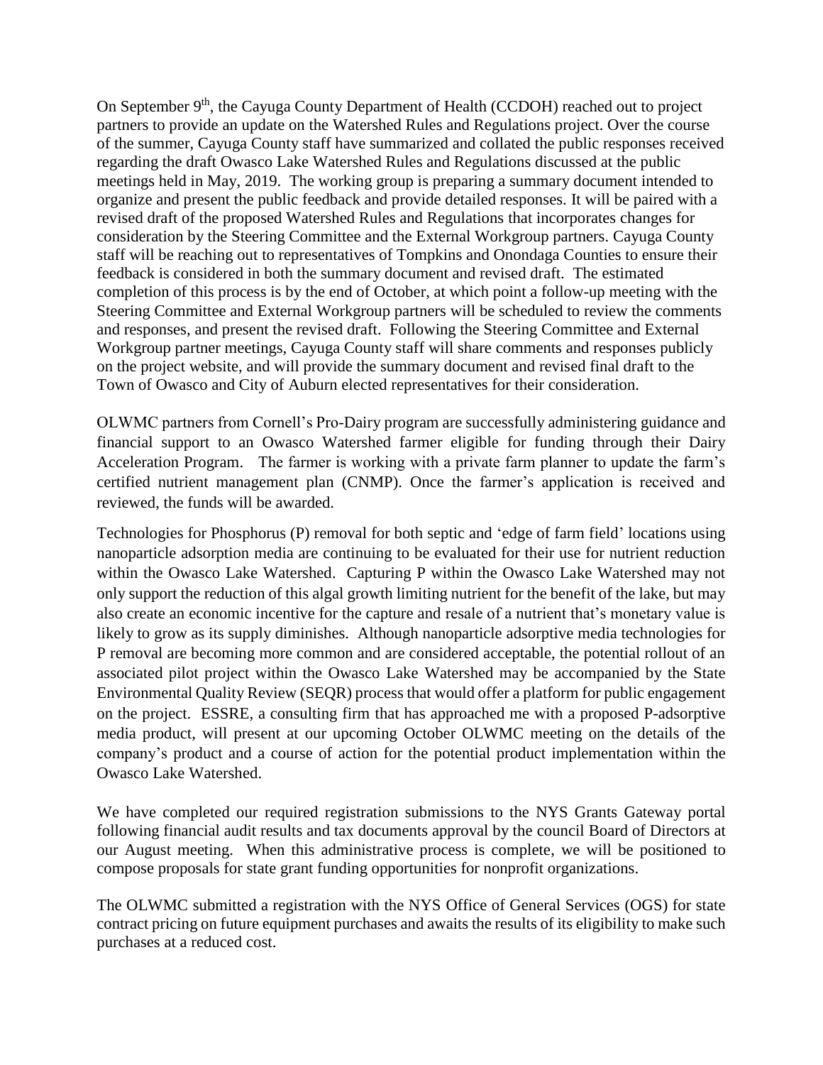On September 9th, the Cayuga County Department of Health (CCDOH) reached out to project partners to provide an update on the Watershed Rules and Regulations project. Over the course of the summer, Cayuga County staff have summarized and collated the public responses received regarding the draft Owasco Lake Watershed Rules and Regulations discussed at the public meetings held in May, 2019. The working group is preparing a summary document intended to organize and present the public feedback and provide detailed responses. It will be paired with a revised draft of the proposed Watershed Rules and Regulations that incorporates changes for consideration by the Steering Committee and the External Workgroup partners. Cayuga County staff will be reaching out to representatives of Tompkins and Onondaga Counties to ensure their feedback is considered in both the summary document and revised draft. The estimated completion of this process is by the end of October, at which point a follow-up meeting with the Steering Committee and External Workgroup partners will be scheduled to review the comments and responses, and present the revised draft. Following the Steering Committee and External Workgroup partner meetings, Cayuga County staff will share comments and responses publicly on the project website, and will provide the summary document and revised final draft to the Town of Owasco and City of Auburn elected representatives for their consideration.

OLWMC partners from Cornell's Pro-Dairy program are successfully administering guidance and financial support to an Owasco Watershed farmer eligible for funding through their Dairy Acceleration Program. The farmer is working with a private farm planner to update the farm's certified nutrient management plan (CNMP). Once the farmer's application is received and reviewed, the funds will be awarded.

Technologies for Phosphorus (P) removal for both septic and 'edge of farm field' locations using nanoparticle adsorption media are continuing to be evaluated for their use for nutrient reduction within the Owasco Lake Watershed. Capturing P within the Owasco Lake Watershed may not only support the reduction of this algal growth limiting nutrient for the benefit of the lake, but may also create an economic incentive for the capture and resale of a nutrient that's monetary value is likely to grow as its supply diminishes. Although nanoparticle adsorptive media technologies for P removal are becoming more common and are considered acceptable, the potential rollout of an associated pilot project within the Owasco Lake Watershed may be accompanied by the State Environmental Quality Review (SEQR) process that would offer a platform for public engagement on the project. ESSRE, a consulting firm that has approached me with a proposed P-adsorptive media product, will present at our upcoming October OLWMC meeting on the details of the company's product and a course of action for the potential product implementation within the Owasco Lake Watershed.

We have completed our required registration submissions to the NYS Grants Gateway portal following financial audit results and tax documents approval by the council Board of Directors at our August meeting. When this administrative process is complete, we will be positioned to compose proposals for state grant funding opportunities for nonprofit organizations.

The OLWMC submitted a registration with the NYS Office of General Services (OGS) for state contract pricing on future equipment purchases and awaits the results of its eligibility to make such purchases at a reduced cost.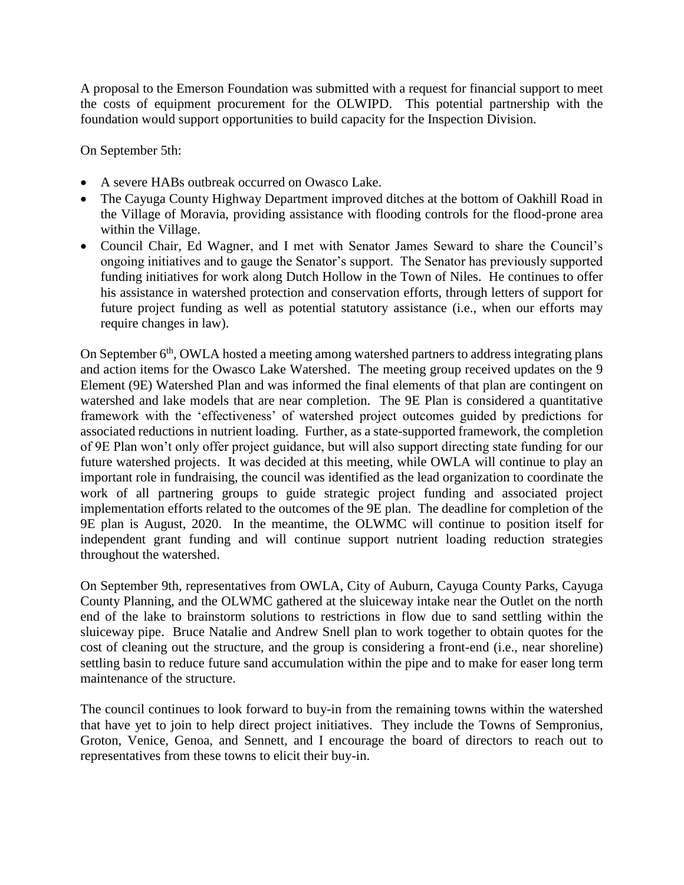A proposal to the Emerson Foundation was submitted with a request for financial support to meet the costs of equipment procurement for the OLWIPD. This potential partnership with the foundation would support opportunities to build capacity for the Inspection Division.

On September 5th:

- A severe HABs outbreak occurred on Owasco Lake.
- The Cayuga County Highway Department improved ditches at the bottom of Oakhill Road in the Village of Moravia, providing assistance with flooding controls for the flood-prone area within the Village.
- Council Chair, Ed Wagner, and I met with Senator James Seward to share the Council's ongoing initiatives and to gauge the Senator's support. The Senator has previously supported funding initiatives for work along Dutch Hollow in the Town of Niles. He continues to offer his assistance in watershed protection and conservation efforts, through letters of support for future project funding as well as potential statutory assistance (i.e., when our efforts may require changes in law).

On September 6th, OWLA hosted a meeting among watershed partners to address integrating plans and action items for the Owasco Lake Watershed. The meeting group received updates on the 9 Element (9E) Watershed Plan and was informed the final elements of that plan are contingent on watershed and lake models that are near completion. The 9E Plan is considered a quantitative framework with the 'effectiveness' of watershed project outcomes guided by predictions for associated reductions in nutrient loading. Further, as a state-supported framework, the completion of 9E Plan won't only offer project guidance, but will also support directing state funding for our future watershed projects. It was decided at this meeting, while OWLA will continue to play an important role in fundraising, the council was identified as the lead organization to coordinate the work of all partnering groups to guide strategic project funding and associated project implementation efforts related to the outcomes of the 9E plan. The deadline for completion of the 9E plan is August, 2020. In the meantime, the OLWMC will continue to position itself for independent grant funding and will continue support nutrient loading reduction strategies throughout the watershed.

On September 9th, representatives from OWLA, City of Auburn, Cayuga County Parks, Cayuga County Planning, and the OLWMC gathered at the sluiceway intake near the Outlet on the north end of the lake to brainstorm solutions to restrictions in flow due to sand settling within the sluiceway pipe. Bruce Natalie and Andrew Snell plan to work together to obtain quotes for the cost of cleaning out the structure, and the group is considering a front-end (i.e., near shoreline) settling basin to reduce future sand accumulation within the pipe and to make for easer long term maintenance of the structure.

The council continues to look forward to buy-in from the remaining towns within the watershed that have yet to join to help direct project initiatives. They include the Towns of Sempronius, Groton, Venice, Genoa, and Sennett, and I encourage the board of directors to reach out to representatives from these towns to elicit their buy-in.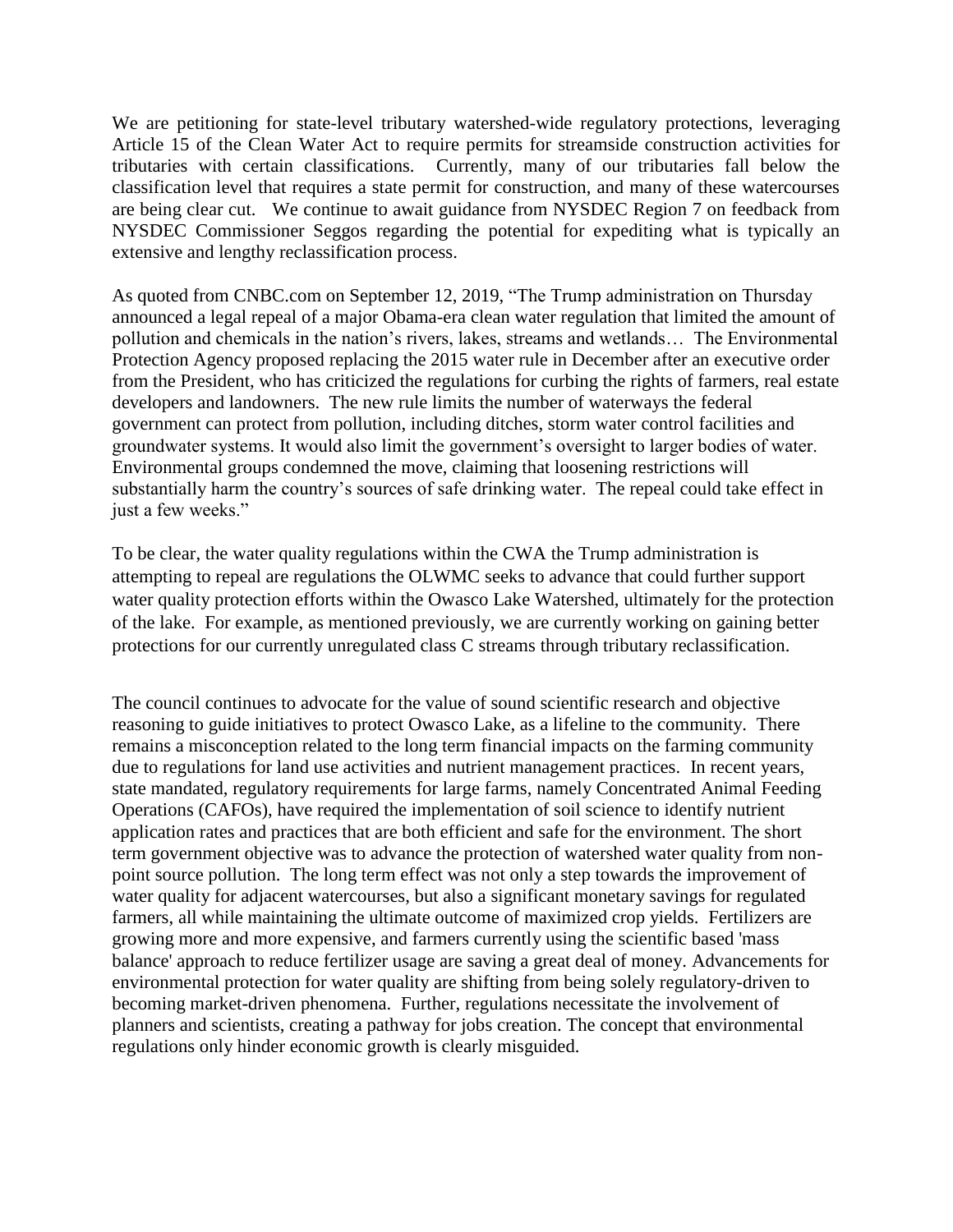We are petitioning for state-level tributary watershed-wide regulatory protections, leveraging Article 15 of the Clean Water Act to require permits for streamside construction activities for tributaries with certain classifications. Currently, many of our tributaries fall below the classification level that requires a state permit for construction, and many of these watercourses are being clear cut. We continue to await guidance from NYSDEC Region 7 on feedback from NYSDEC Commissioner Seggos regarding the potential for expediting what is typically an extensive and lengthy reclassification process.

As quoted from CNBC.com on September 12, 2019, "The Trump administration on Thursday announced a legal repeal of a major Obama-era clean water regulation that limited the amount of pollution and chemicals in the nation's rivers, lakes, streams and wetlands… The Environmental Protection Agency proposed replacing the 2015 water rule in December after an executive order from the President, who has criticized the regulations for curbing the rights of farmers, real estate developers and landowners. The new rule limits the number of waterways the federal government can protect from pollution, including ditches, storm water control facilities and groundwater systems. It would also limit the government's oversight to larger bodies of water. Environmental groups condemned the move, claiming that loosening restrictions will substantially harm the country's sources of safe drinking water. The repeal could take effect in just a few weeks."

To be clear, the water quality regulations within the CWA the Trump administration is attempting to repeal are regulations the OLWMC seeks to advance that could further support water quality protection efforts within the Owasco Lake Watershed, ultimately for the protection of the lake. For example, as mentioned previously, we are currently working on gaining better protections for our currently unregulated class C streams through tributary reclassification.

The council continues to advocate for the value of sound scientific research and objective reasoning to guide initiatives to protect Owasco Lake, as a lifeline to the community. There remains a misconception related to the long term financial impacts on the farming community due to regulations for land use activities and nutrient management practices. In recent years, state mandated, regulatory requirements for large farms, namely Concentrated Animal Feeding Operations (CAFOs), have required the implementation of soil science to identify nutrient application rates and practices that are both efficient and safe for the environment. The short term government objective was to advance the protection of watershed water quality from non-point source pollution. The long term effect was not only a step towards the improvement of water quality for adjacent watercourses, but also a significant monetary savings for regulated farmers, all while maintaining the ultimate outcome of maximized crop yields. Fertilizers are growing more and more expensive, and farmers currently using the scientific based 'mass balance' approach to reduce fertilizer usage are saving a great deal of money. Advancements for environmental protection for water quality are shifting from being solely regulatory-driven to becoming market-driven phenomena. Further, regulations necessitate the involvement of planners and scientists, creating a pathway for jobs creation. The concept that environmental regulations only hinder economic growth is clearly misguided.